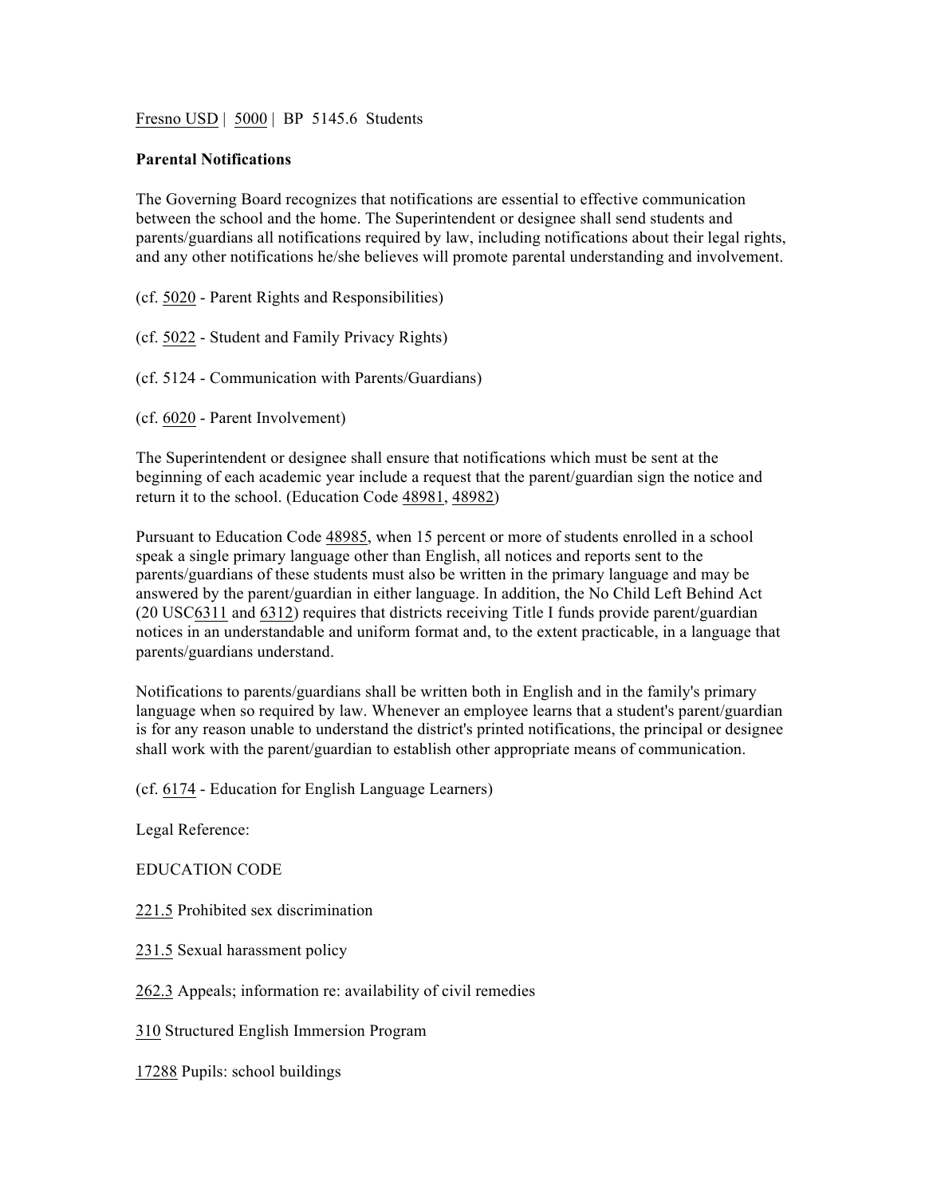Fresno USD | 5000 | BP 5145.6 Students

**Parental Notifications**

The Governing Board recognizes that notifications are essential to effective communication between the school and the home. The Superintendent or designee shall send students and parents/guardians all notifications required by law, including notifications about their legal rights, and any other notifications he/she believes will promote parental understanding and involvement.

(cf. 5020 - Parent Rights and Responsibilities)

(cf. 5022 - Student and Family Privacy Rights)

(cf. 5124 - Communication with Parents/Guardians)

(cf. 6020 - Parent Involvement)

The Superintendent or designee shall ensure that notifications which must be sent at the beginning of each academic year include a request that the parent/guardian sign the notice and return it to the school. (Education Code 48981, 48982)

Pursuant to Education Code 48985, when 15 percent or more of students enrolled in a school speak a single primary language other than English, all notices and reports sent to the parents/guardians of these students must also be written in the primary language and may be answered by the parent/guardian in either language. In addition, the No Child Left Behind Act (20 USC6311 and 6312) requires that districts receiving Title I funds provide parent/guardian notices in an understandable and uniform format and, to the extent practicable, in a language that parents/guardians understand.

Notifications to parents/guardians shall be written both in English and in the family's primary language when so required by law. Whenever an employee learns that a student's parent/guardian is for any reason unable to understand the district's printed notifications, the principal or designee shall work with the parent/guardian to establish other appropriate means of communication.

(cf. 6174 - Education for English Language Learners)

Legal Reference:

EDUCATION CODE

221.5 Prohibited sex discrimination

231.5 Sexual harassment policy

262.3 Appeals; information re: availability of civil remedies

310 Structured English Immersion Program

17288 Pupils: school buildings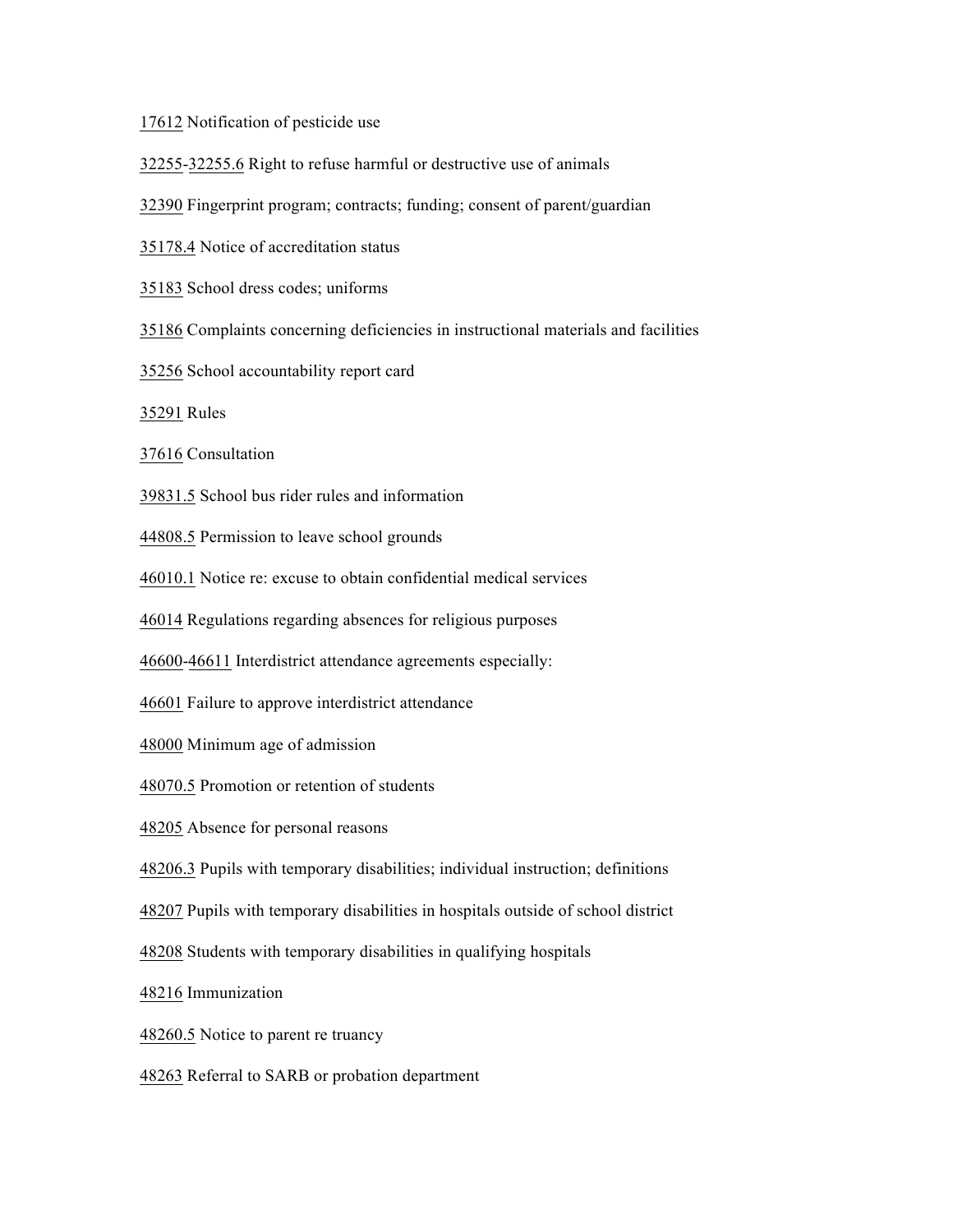17612 Notification of pesticide use

32255-32255.6 Right to refuse harmful or destructive use of animals

32390 Fingerprint program; contracts; funding; consent of parent/guardian

35178.4 Notice of accreditation status

35183 School dress codes; uniforms

35186 Complaints concerning deficiencies in instructional materials and facilities

35256 School accountability report card

35291 Rules

37616 Consultation

39831.5 School bus rider rules and information

44808.5 Permission to leave school grounds

46010.1 Notice re: excuse to obtain confidential medical services

46014 Regulations regarding absences for religious purposes

46600-46611 Interdistrict attendance agreements especially:

46601 Failure to approve interdistrict attendance

48000 Minimum age of admission

48070.5 Promotion or retention of students

48205 Absence for personal reasons

48206.3 Pupils with temporary disabilities; individual instruction; definitions

48207 Pupils with temporary disabilities in hospitals outside of school district

48208 Students with temporary disabilities in qualifying hospitals

48216 Immunization

48260.5 Notice to parent re truancy

48263 Referral to SARB or probation department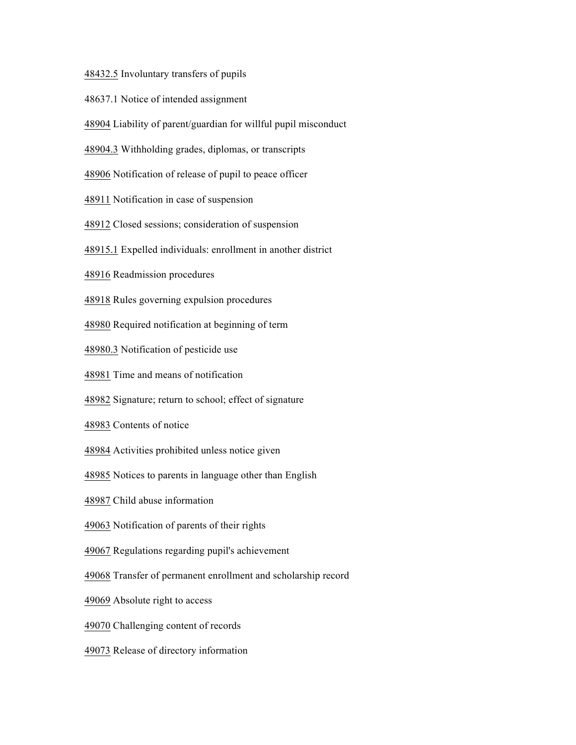48432.5 Involuntary transfers of pupils

48637.1 Notice of intended assignment

48904 Liability of parent/guardian for willful pupil misconduct

48904.3 Withholding grades, diplomas, or transcripts

48906 Notification of release of pupil to peace officer

48911 Notification in case of suspension

48912 Closed sessions; consideration of suspension

48915.1 Expelled individuals: enrollment in another district

48916 Readmission procedures

48918 Rules governing expulsion procedures

48980 Required notification at beginning of term

48980.3 Notification of pesticide use

48981 Time and means of notification

48982 Signature; return to school; effect of signature

48983 Contents of notice

48984 Activities prohibited unless notice given

48985 Notices to parents in language other than English

48987 Child abuse information

49063 Notification of parents of their rights

49067 Regulations regarding pupil's achievement

49068 Transfer of permanent enrollment and scholarship record

49069 Absolute right to access

49070 Challenging content of records

49073 Release of directory information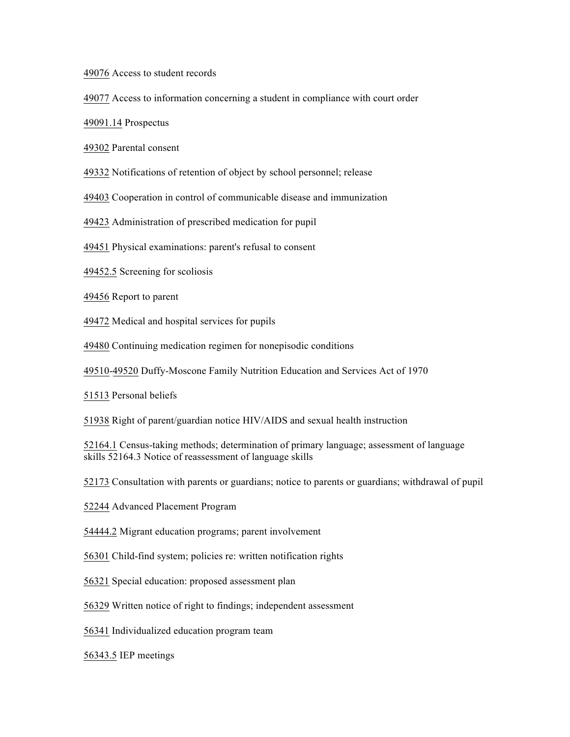49076 Access to student records

49077 Access to information concerning a student in compliance with court order

49091.14 Prospectus

49302 Parental consent

49332 Notifications of retention of object by school personnel; release

49403 Cooperation in control of communicable disease and immunization

49423 Administration of prescribed medication for pupil

49451 Physical examinations: parent's refusal to consent

49452.5 Screening for scoliosis

49456 Report to parent

49472 Medical and hospital services for pupils

49480 Continuing medication regimen for nonepisodic conditions

49510-49520 Duffy-Moscone Family Nutrition Education and Services Act of 1970

51513 Personal beliefs

51938 Right of parent/guardian notice HIV/AIDS and sexual health instruction

52164.1 Census-taking methods; determination of primary language; assessment of language skills 52164.3 Notice of reassessment of language skills

52173 Consultation with parents or guardians; notice to parents or guardians; withdrawal of pupil

52244 Advanced Placement Program

54444.2 Migrant education programs; parent involvement

56301 Child-find system; policies re: written notification rights

56321 Special education: proposed assessment plan

56329 Written notice of right to findings; independent assessment

56341 Individualized education program team

56343.5 IEP meetings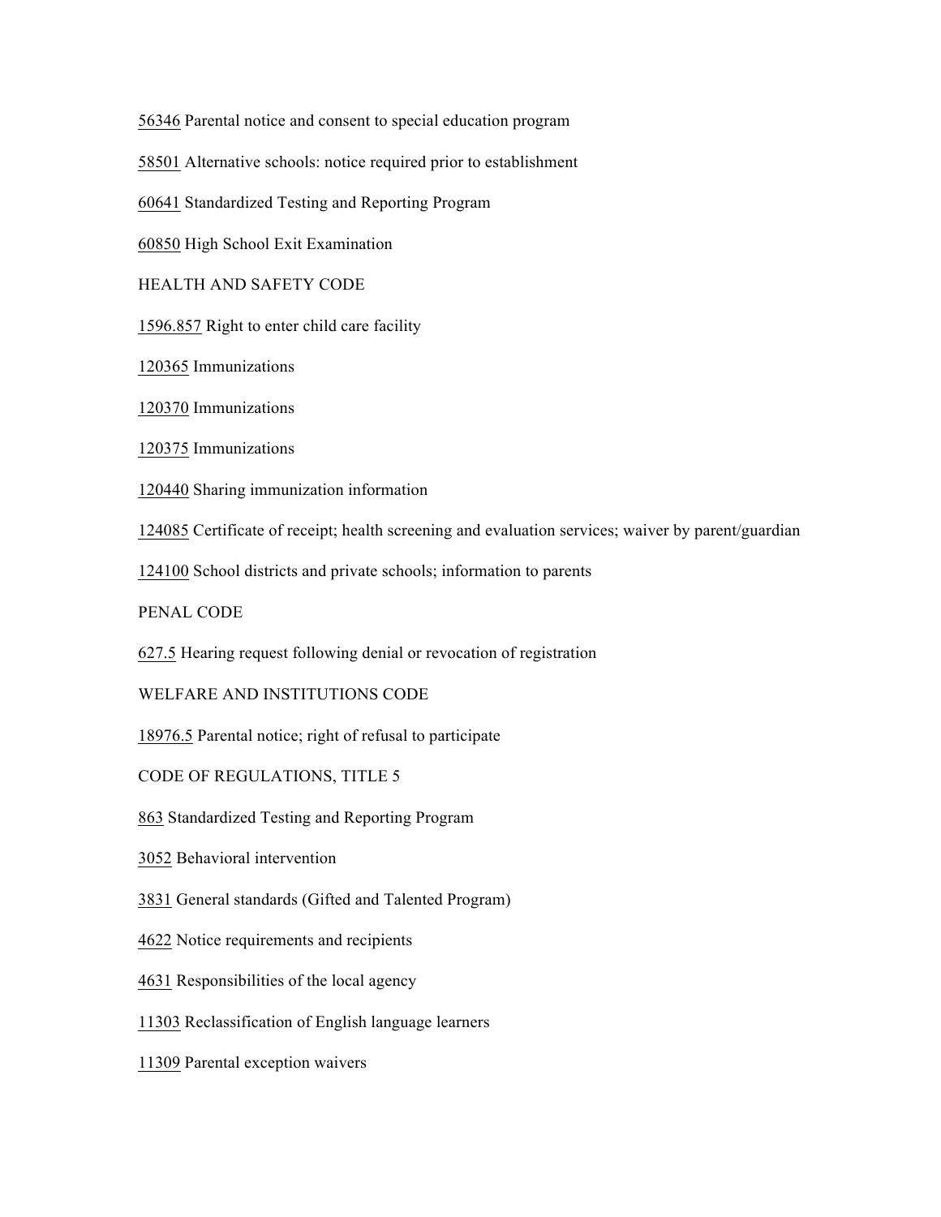56346 Parental notice and consent to special education program

58501 Alternative schools: notice required prior to establishment

60641 Standardized Testing and Reporting Program

60850 High School Exit Examination

HEALTH AND SAFETY CODE

1596.857 Right to enter child care facility

120365 Immunizations

120370 Immunizations

120375 Immunizations

120440 Sharing immunization information

124085 Certificate of receipt; health screening and evaluation services; waiver by parent/guardian

124100 School districts and private schools; information to parents

PENAL CODE

627.5 Hearing request following denial or revocation of registration

WELFARE AND INSTITUTIONS CODE

18976.5 Parental notice; right of refusal to participate

CODE OF REGULATIONS, TITLE 5

863 Standardized Testing and Reporting Program

3052 Behavioral intervention

3831 General standards (Gifted and Talented Program)

4622 Notice requirements and recipients

4631 Responsibilities of the local agency

11303 Reclassification of English language learners

11309 Parental exception waivers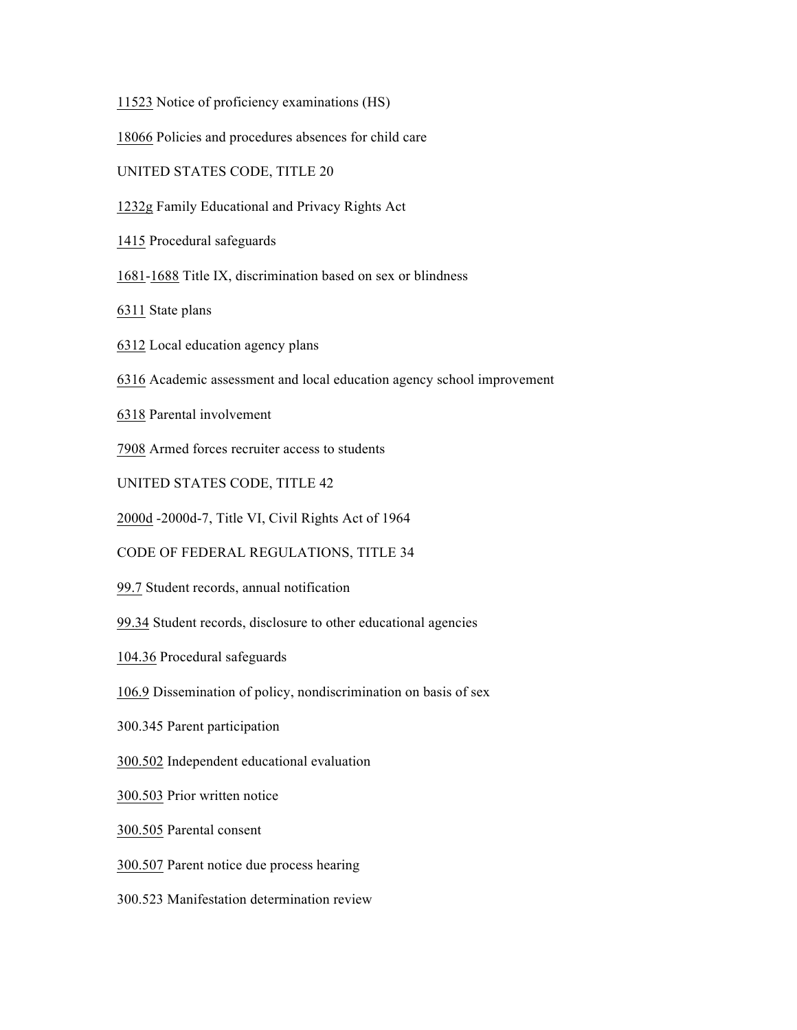11523 Notice of proficiency examinations (HS)

18066 Policies and procedures absences for child care

UNITED STATES CODE, TITLE 20

1232g Family Educational and Privacy Rights Act

1415 Procedural safeguards

1681-1688 Title IX, discrimination based on sex or blindness

6311 State plans

6312 Local education agency plans

6316 Academic assessment and local education agency school improvement

6318 Parental involvement

7908 Armed forces recruiter access to students

UNITED STATES CODE, TITLE 42

2000d -2000d-7, Title VI, Civil Rights Act of 1964

CODE OF FEDERAL REGULATIONS, TITLE 34

99.7 Student records, annual notification

99.34 Student records, disclosure to other educational agencies

104.36 Procedural safeguards

106.9 Dissemination of policy, nondiscrimination on basis of sex

300.345 Parent participation

300.502 Independent educational evaluation

300.503 Prior written notice

300.505 Parental consent

300.507 Parent notice due process hearing

300.523 Manifestation determination review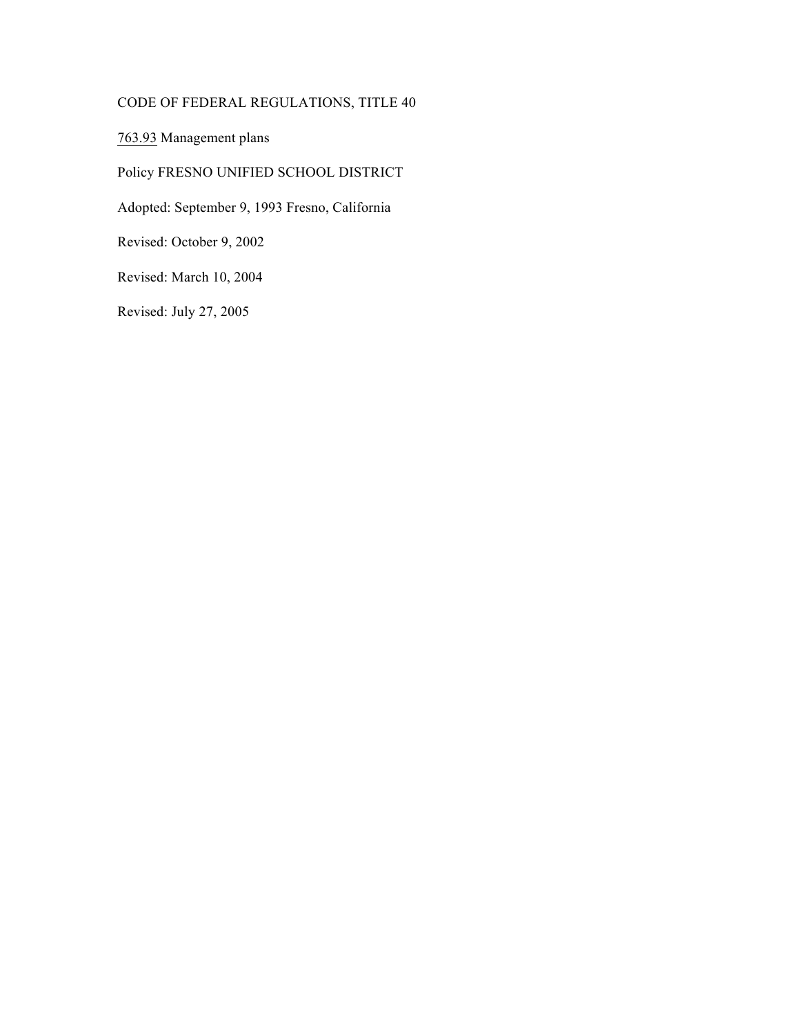CODE OF FEDERAL REGULATIONS, TITLE 40

763.93 Management plans

Policy FRESNO UNIFIED SCHOOL DISTRICT

Adopted: September 9, 1993 Fresno, California

Revised: October 9, 2002

Revised: March 10, 2004

Revised: July 27, 2005